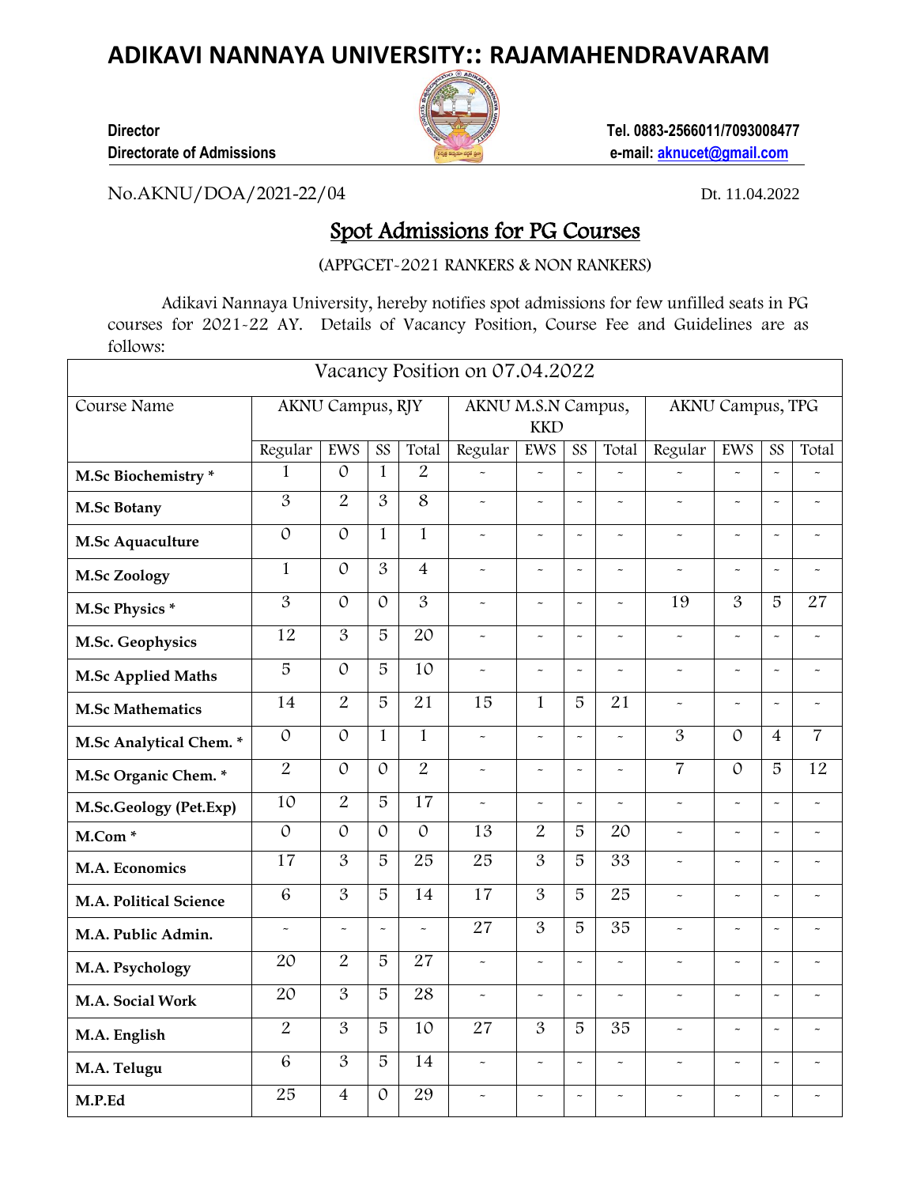# ADIKAVI NANNAYA UNIVERSITY:: RAJAMAHENDRAVARAM

**Director**
**Directorate of Admissions**

**Tel. 0883-2566011/7093008477**
**e-mail: aknucet@gmail.com**

No.AKNU/DOA/2021-22/04 Dt. 11.04.2022

## Spot Admissions for PG Courses

(APPGCET-2021 RANKERS & NON RANKERS)

Adikavi Nannaya University, hereby notifies spot admissions for few unfilled seats in PG courses for 2021-22 AY. Details of Vacancy Position, Course Fee and Guidelines are as follows:

| Vacancy Position on 07.04.2022 | | | | | | | | | | | | |
|---|---|---|---|---|---|---|---|---|---|---|---|---|
| Course Name | AKNU Campus, RJY | | | | AKNU M.S.N Campus, KKD | | | | AKNU Campus, TPG | | | |
| | Regular | EWS | SS | Total | Regular | EWS | SS | Total | Regular | EWS | SS | Total |
| **M.Sc Biochemistry *** | 1 | 0 | 1 | 2 | - | - | - | - | - | - | - | - |
| **M.Sc Botany** | 3 | 2 | 3 | 8 | - | - | - | - | - | - | - | - |
| **M.Sc Aquaculture** | 0 | 0 | 1 | 1 | - | - | - | - | - | - | - | - |
| **M.Sc Zoology** | 1 | 0 | 3 | 4 | - | - | - | - | - | - | - | - |
| **M.Sc Physics *** | 3 | 0 | 0 | 3 | - | - | - | - | 19 | 3 | 5 | 27 |
| **M.Sc. Geophysics** | 12 | 3 | 5 | 20 | - | - | - | - | - | - | - | - |
| **M.Sc Applied Maths** | 5 | 0 | 5 | 10 | - | - | - | - | - | - | - | - |
| **M.Sc Mathematics** | 14 | 2 | 5 | 21 | 15 | 1 | 5 | 21 | - | - | - | - |
| **M.Sc Analytical Chem. *** | 0 | 0 | 1 | 1 | - | - | - | - | 3 | 0 | 4 | 7 |
| **M.Sc Organic Chem. *** | 2 | 0 | 0 | 2 | - | - | - | - | 7 | 0 | 5 | 12 |
| **M.Sc.Geology (Pet.Exp)** | 10 | 2 | 5 | 17 | - | - | - | - | - | - | - | - |
| **M.Com *** | 0 | 0 | 0 | 0 | 13 | 2 | 5 | 20 | - | - | - | - |
| **M.A. Economics** | 17 | 3 | 5 | 25 | 25 | 3 | 5 | 33 | - | - | - | - |
| **M.A. Political Science** | 6 | 3 | 5 | 14 | 17 | 3 | 5 | 25 | - | - | - | - |
| **M.A. Public Admin.** | - | - | - | - | 27 | 3 | 5 | 35 | - | - | - | - |
| **M.A. Psychology** | 20 | 2 | 5 | 27 | - | - | - | - | - | - | - | - |
| **M.A. Social Work** | 20 | 3 | 5 | 28 | - | - | - | - | - | - | - | - |
| **M.A. English** | 2 | 3 | 5 | 10 | 27 | 3 | 5 | 35 | - | - | - | - |
| **M.A. Telugu** | 6 | 3 | 5 | 14 | - | - | - | - | - | - | - | - |
| **M.P.Ed** | 25 | 4 | 0 | 29 | - | - | - | - | - | - | - | - |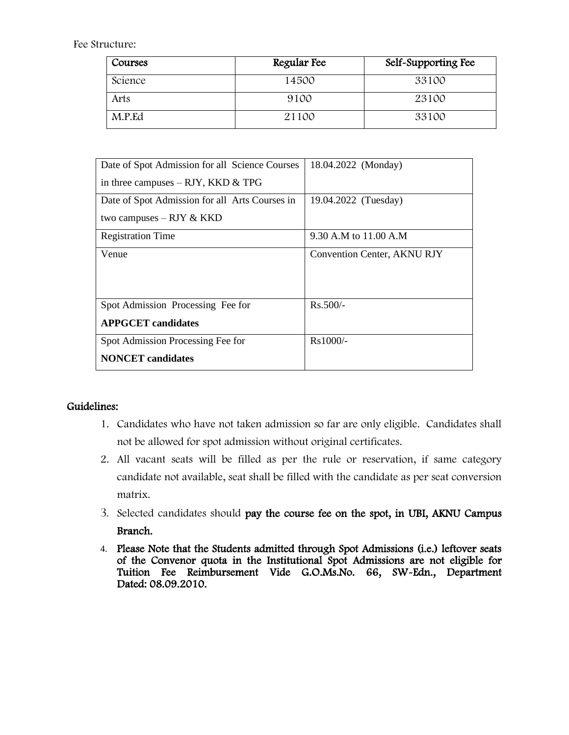Fee Structure:

| Courses | Regular Fee | Self-Supporting Fee |
| --- | --- | --- |
| Science | 14500 | 33100 |
| Arts | 9100 | 23100 |
| M.P.Ed | 21100 | 33100 |

| | |
| --- | --- |
| Date of Spot Admission for all Science Courses in three campuses – RJY, KKD & TPG | 18.04.2022 (Monday) |
| Date of Spot Admission for all Arts Courses in two campuses – RJY & KKD | 19.04.2022 (Tuesday) |
| Registration Time | 9.30 A.M to 11.00 A.M |
| Venue | Convention Center, AKNU RJY |
| Spot Admission Processing Fee for **APPGCET candidates** | Rs.500/- |
| Spot Admission Processing Fee for **NONCET candidates** | Rs1000/- |

## Guidelines:

1. Candidates who have not taken admission so far are only eligible. Candidates shall not be allowed for spot admission without original certificates.
2. All vacant seats will be filled as per the rule or reservation, if same category candidate not available, seat shall be filled with the candidate as per seat conversion matrix.
3. Selected candidates should **pay the course fee on the spot, in UBI, AKNU Campus Branch.**
4. **Please Note that the Students admitted through Spot Admissions (i.e.) leftover seats of the Convenor quota in the Institutional Spot Admissions are not eligible for Tuition Fee Reimbursement Vide G.O.Ms.No. 66, SW-Edn., Department Dated: 08.09.2010.**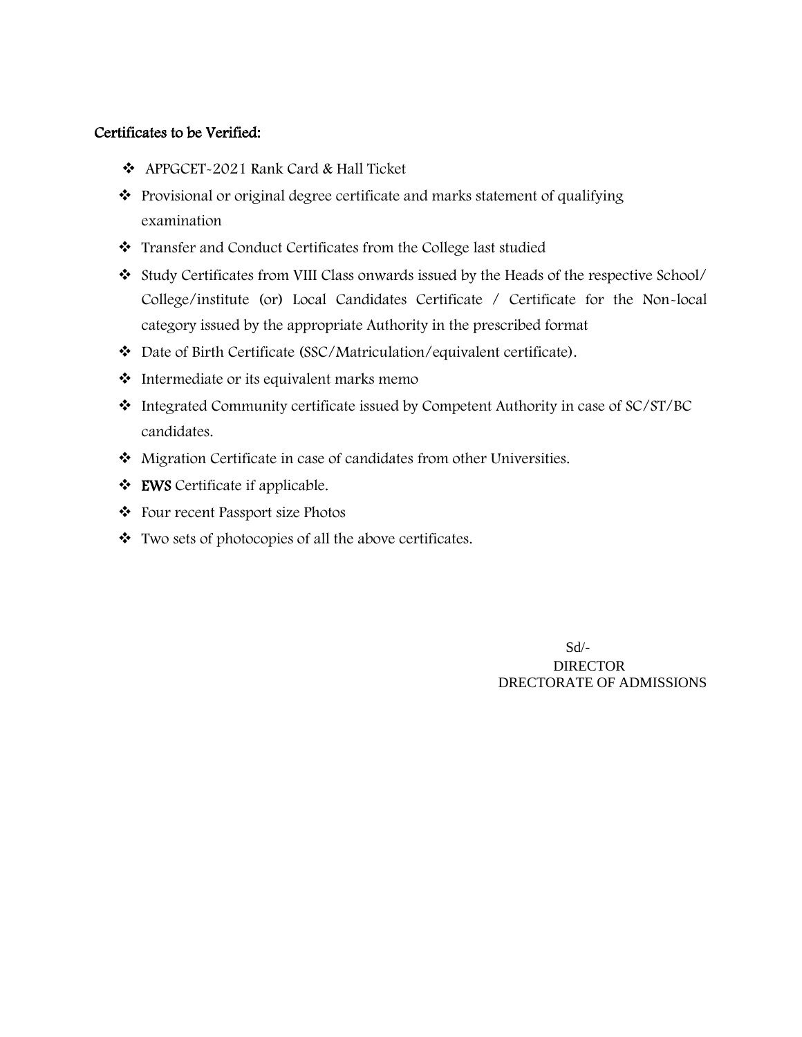**Certificates to be Verified:**

- APPGCET-2021 Rank Card & Hall Ticket
- Provisional or original degree certificate and marks statement of qualifying examination
- Transfer and Conduct Certificates from the College last studied
- Study Certificates from VIII Class onwards issued by the Heads of the respective School/ College/institute (or) Local Candidates Certificate / Certificate for the Non-local category issued by the appropriate Authority in the prescribed format
- Date of Birth Certificate (SSC/Matriculation/equivalent certificate).
- Intermediate or its equivalent marks memo
- Integrated Community certificate issued by Competent Authority in case of SC/ST/BC candidates.
- Migration Certificate in case of candidates from other Universities.
- **EWS** Certificate if applicable.
- Four recent Passport size Photos
- Two sets of photocopies of all the above certificates.

Sd/-
DIRECTOR
DRECTORATE OF ADMISSIONS